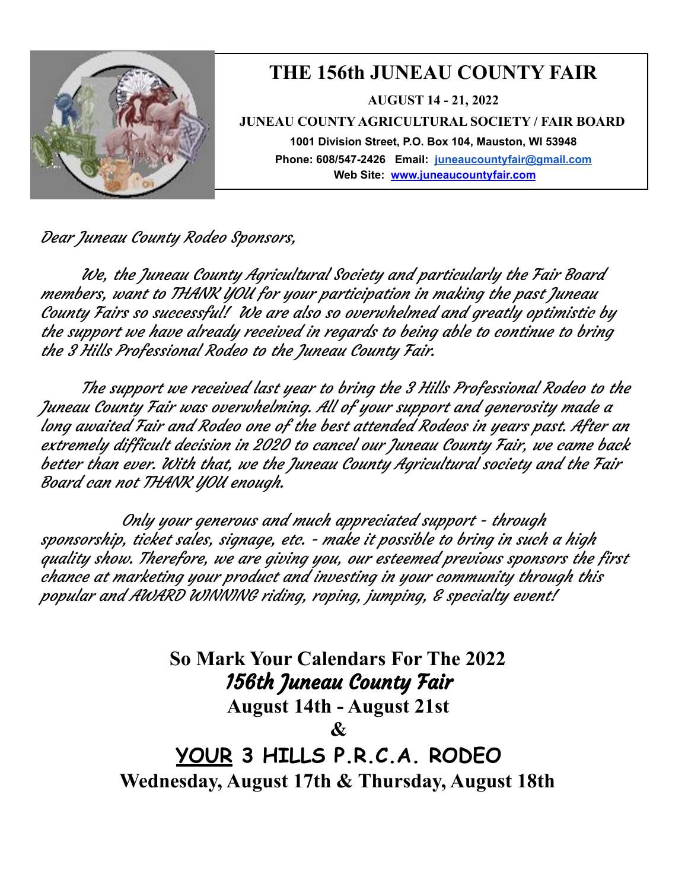# THE 156th JUNEAU COUNTY FAIR

**AUGUST 14 - 21, 2022**

**JUNEAU COUNTY AGRICULTURAL SOCIETY / FAIR BOARD**

**1001 Division Street, P.O. Box 104, Mauston, WI 53948**

**Phone: 608/547-2426 Email: juneaucountyfair@gmail.com**

**Web Site: www.juneaucountyfair.com**

*Dear Juneau County Rodeo Sponsors,*

*We, the Juneau County Agricultural Society and particularly the Fair Board members, want to THANK YOU for your participation in making the past Juneau County Fairs so successful! We are also so overwhelmed and greatly optimistic by the support we have already received in regards to being able to continue to bring the 3 Hills Professional Rodeo to the Juneau County Fair.*

*The support we received last year to bring the 3 Hills Professional Rodeo to the Juneau County Fair was overwhelming. All of your support and generosity made a long awaited Fair and Rodeo one of the best attended Rodeos in years past. After an extremely difficult decision in 2020 to cancel our Juneau County Fair, we came back better than ever. With that, we the Juneau County Agricultural society and the Fair Board can not THANK YOU enough.*

*Only your generous and much appreciated support - through sponsorship, ticket sales, signage, etc. - make it possible to bring in such a high quality show. Therefore, we are giving you, our esteemed previous sponsors the first chance at marketing your product and investing in your community through this popular and AWARD WINNING riding, roping, jumping, & specialty event!*

**So Mark Your Calendars For The 2022**

***156th Juneau County Fair***

**August 14th - August 21st**

**&**

**<u>YOUR</u> 3 HILLS P.R.C.A. RODEO**

**Wednesday, August 17th & Thursday, August 18th**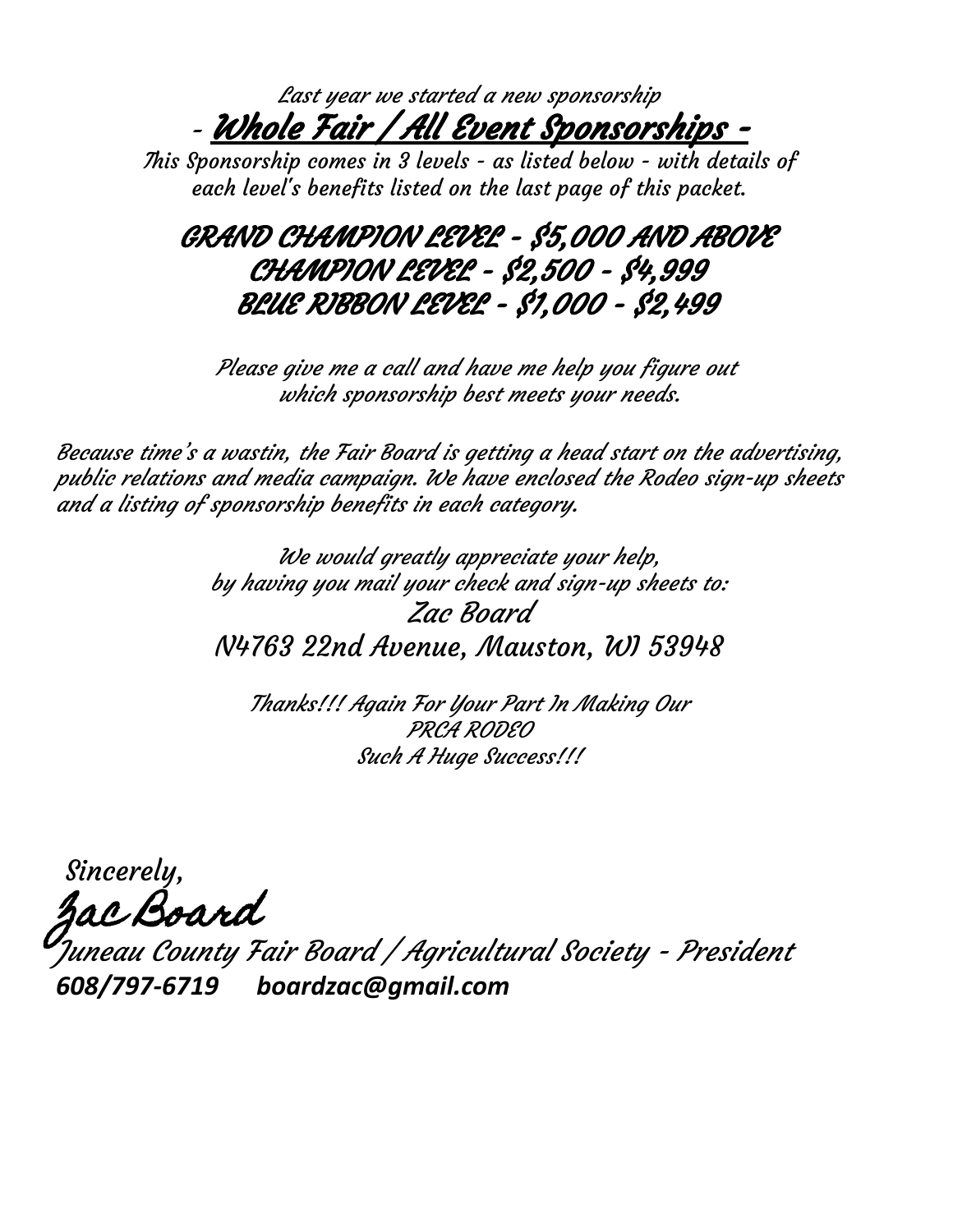*Last year we started a new sponsorship*

## - ***Whole Fair / All Event Sponsorships -***

*This Sponsorship comes in 3 levels - as listed below - with details of each level's benefits listed on the last page of this packet.*

### GRAND CHAMPION LEVEL - $5,000 AND ABOVE
### CHAMPION LEVEL - $2,500 - $4,999
### BLUE RIBBON LEVEL - $1,000 - $2,499

*Please give me a call and have me help you figure out which sponsorship best meets your needs.*

*Because time's a wastin, the Fair Board is getting a head start on the advertising, public relations and media campaign. We have enclosed the Rodeo sign-up sheets and a listing of sponsorship benefits in each category.*

*We would greatly appreciate your help, by having you mail your check and sign-up sheets to:*

*Zac Board*
*N4763 22nd Avenue, Mauston, WI 53948*

*Thanks!!! Again For Your Part In Making Our PRCA RODEO Such A Huge Success!!!*

*Sincerely,*

*Zac Board*

*Juneau County Fair Board / Agricultural Society - President*

***608/797-6719 boardzac@gmail.com***